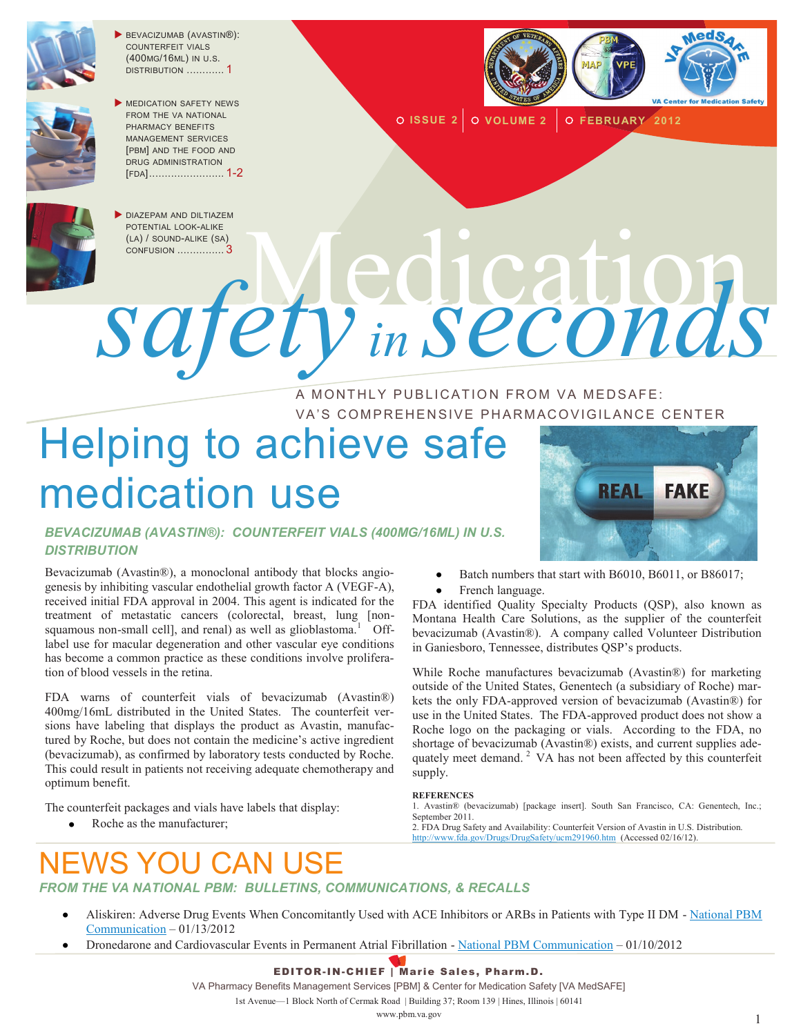- BEVACIZUMAB (AVASTIN®): COUNTERFEIT VIALS (400MG/16ML) IN U.S. DISTRIBUTION ............ 1
- MEDICATION SAFETY NEWS FROM THE VA NATIONAL PHARMACY BENEFITS MANAGEMENT SERVICES [PBM] AND THE FOOD AND DRUG ADMINISTRATION [FDA]........................ 1-2
- DIAZEPAM AND DILTIAZEM POTENTIAL LOOK-ALIKE (LA) / SOUND-ALIKE (SA) CONFUSION .............. 3

ISSUE 2 | VOLUME 2 | FEBRUARY 2012

# Medication safety in seconds

A MONTHLY PUBLICATION FROM VA MEDSAFE: VA'S COMPREHENSIVE PHARMACOVIGILANCE CENTER

# Helping to achieve safe medication use

## *BEVACIZUMAB (AVASTIN®): COUNTERFEIT VIALS (400MG/16ML) IN U.S. DISTRIBUTION*

Bevacizumab (Avastin®), a monoclonal antibody that blocks angiogenesis by inhibiting vascular endothelial growth factor A (VEGF-A), received initial FDA approval in 2004. This agent is indicated for the treatment of metastatic cancers (colorectal, breast, lung [non-squamous non-small cell], and renal) as well as glioblastoma.[1] Off-label use for macular degeneration and other vascular eye conditions has become a common practice as these conditions involve proliferation of blood vessels in the retina.

FDA warns of counterfeit vials of bevacizumab (Avastin®) 400mg/16mL distributed in the United States. The counterfeit versions have labeling that displays the product as Avastin, manufactured by Roche, but does not contain the medicine's active ingredient (bevacizumab), as confirmed by laboratory tests conducted by Roche. This could result in patients not receiving adequate chemotherapy and optimum benefit.

The counterfeit packages and vials have labels that display:

- Roche as the manufacturer;
- Batch numbers that start with B6010, B6011, or B86017;
- French language.

FDA identified Quality Specialty Products (QSP), also known as Montana Health Care Solutions, as the supplier of the counterfeit bevacizumab (Avastin®). A company called Volunteer Distribution in Ganiesboro, Tennessee, distributes QSP's products.

While Roche manufactures bevacizumab (Avastin®) for marketing outside of the United States, Genentech (a subsidiary of Roche) markets the only FDA-approved version of bevacizumab (Avastin®) for use in the United States. The FDA-approved product does not show a Roche logo on the packaging or vials. According to the FDA, no shortage of bevacizumab (Avastin®) exists, and current supplies adequately meet demand.[2] VA has not been affected by this counterfeit supply.

**REFERENCES**

1. Avastin® (bevacizumab) [package insert]. South San Francisco, CA: Genentech, Inc.; September 2011.
2. FDA Drug Safety and Availability: Counterfeit Version of Avastin in U.S. Distribution. http://www.fda.gov/Drugs/DrugSafety/ucm291960.htm (Accessed 02/16/12).

# NEWS YOU CAN USE

## *FROM THE VA NATIONAL PBM: BULLETINS, COMMUNICATIONS, & RECALLS*

- Aliskiren: Adverse Drug Events When Concomitantly Used with ACE Inhibitors or ARBs in Patients with Type II DM - National PBM Communication – 01/13/2012
- Dronedarone and Cardiovascular Events in Permanent Atrial Fibrillation - National PBM Communication – 01/10/2012

**EDITOR-IN-CHIEF | Marie Sales, Pharm.D.**

VA Pharmacy Benefits Management Services [PBM] & Center for Medication Safety [VA MedSAFE]

1st Avenue—1 Block North of Cermak Road | Building 37; Room 139 | Hines, Illinois | 60141

www.pbm.va.gov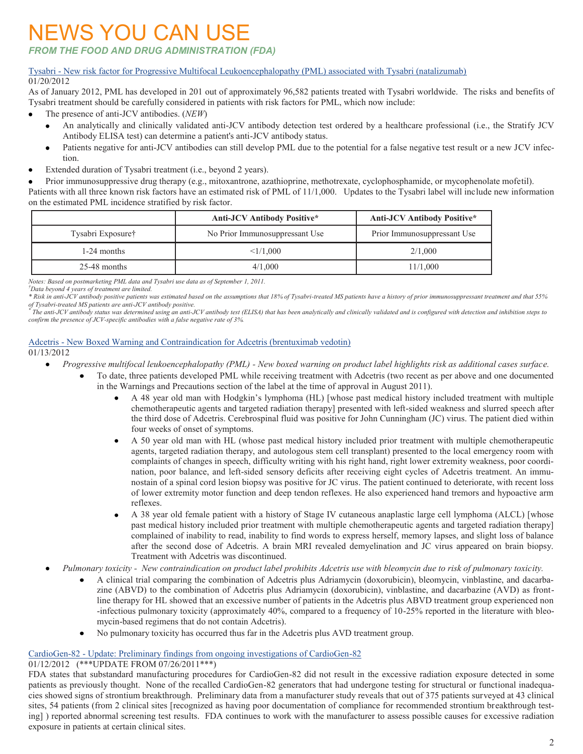# NEWS YOU CAN USE

***FROM THE FOOD AND DRUG ADMINISTRATION (FDA)***

Tysabri - New risk factor for Progressive Multifocal Leukoencephalopathy (PML) associated with Tysabri (natalizumab)

01/20/2012

As of January 2012, PML has developed in 201 out of approximately 96,582 patients treated with Tysabri worldwide. The risks and benefits of Tysabri treatment should be carefully considered in patients with risk factors for PML, which now include:

- The presence of anti-JCV antibodies. (*NEW*)
  - An analytically and clinically validated anti-JCV antibody detection test ordered by a healthcare professional (i.e., the Stratify JCV Antibody ELISA test) can determine a patient's anti-JCV antibody status.
  - Patients negative for anti-JCV antibodies can still develop PML due to the potential for a false negative test result or a new JCV infection.
- Extended duration of Tysabri treatment (i.e., beyond 2 years).
- Prior immunosuppressive drug therapy (e.g., mitoxantrone, azathioprine, methotrexate, cyclophosphamide, or mycophenolate mofetil).

Patients with all three known risk factors have an estimated risk of PML of 11/1,000. Updates to the Tysabri label will include new information on the estimated PML incidence stratified by risk factor.

| | **Anti-JCV Antibody Positive*** | **Anti-JCV Antibody Positive*** |
|---|---|---|
| Tysabri Exposure† | No Prior Immunosuppressant Use | Prior Immunosuppressant Use |
| 1-24 months | <1/1,000 | 2/1,000 |
| 25-48 months | 4/1,000 | 11/1,000 |

*Notes: Based on postmarketing PML data and Tysabri use data as of September 1, 2011.*

*†Data beyond 4 years of treatment are limited.*

** Risk in anti-JCV antibody positive patients was estimated based on the assumptions that 18% of Tysabri-treated MS patients have a history of prior immunosuppressant treatment and that 55% of Tysabri-treated MS patients are anti-JCV antibody positive.*

** The anti-JCV antibody status was determined using an anti-JCV antibody test (ELISA) that has been analytically and clinically validated and is configured with detection and inhibition steps to confirm the presence of JCV-specific antibodies with a false negative rate of 3%.*

Adcetris - New Boxed Warning and Contraindication for Adcetris (brentuximab vedotin)

01/13/2012

- *Progressive multifocal leukoencephalopathy (PML) - New boxed warning on product label highlights risk as additional cases surface.*
  - To date, three patients developed PML while receiving treatment with Adcetris (two recent as per above and one documented in the Warnings and Precautions section of the label at the time of approval in August 2011).
    - A 48 year old man with Hodgkin's lymphoma (HL) [whose past medical history included treatment with multiple chemotherapeutic agents and targeted radiation therapy] presented with left-sided weakness and slurred speech after the third dose of Adcetris. Cerebrospinal fluid was positive for John Cunningham (JC) virus. The patient died within four weeks of onset of symptoms.
    - A 50 year old man with HL (whose past medical history included prior treatment with multiple chemotherapeutic agents, targeted radiation therapy, and autologous stem cell transplant) presented to the local emergency room with complaints of changes in speech, difficulty writing with his right hand, right lower extremity weakness, poor coordination, poor balance, and left-sided sensory deficits after receiving eight cycles of Adcetris treatment. An immunostain of a spinal cord lesion biopsy was positive for JC virus. The patient continued to deteriorate, with recent loss of lower extremity motor function and deep tendon reflexes. He also experienced hand tremors and hypoactive arm reflexes.
    - A 38 year old female patient with a history of Stage IV cutaneous anaplastic large cell lymphoma (ALCL) [whose past medical history included prior treatment with multiple chemotherapeutic agents and targeted radiation therapy] complained of inability to read, inability to find words to express herself, memory lapses, and slight loss of balance after the second dose of Adcetris. A brain MRI revealed demyelination and JC virus appeared on brain biopsy. Treatment with Adcetris was discontinued.
- *Pulmonary toxicity - New contraindication on product label prohibits Adcetris use with bleomycin due to risk of pulmonary toxicity.*
  - A clinical trial comparing the combination of Adcetris plus Adriamycin (doxorubicin), bleomycin, vinblastine, and dacarbazine (ABVD) to the combination of Adcetris plus Adriamycin (doxorubicin), vinblastine, and dacarbazine (AVD) as front-line therapy for HL showed that an excessive number of patients in the Adcetris plus ABVD treatment group experienced non-infectious pulmonary toxicity (approximately 40%, compared to a frequency of 10-25% reported in the literature with bleomycin-based regimens that do not contain Adcetris).
  - No pulmonary toxicity has occurred thus far in the Adcetris plus AVD treatment group.

CardioGen-82 - Update: Preliminary findings from ongoing investigations of CardioGen-82

01/12/2012 (***UPDATE FROM 07/26/2011***)

FDA states that substandard manufacturing procedures for CardioGen-82 did not result in the excessive radiation exposure detected in some patients as previously thought. None of the recalled CardioGen-82 generators that had undergone testing for structural or functional inadequacies showed signs of strontium breakthrough. Preliminary data from a manufacturer study reveals that out of 375 patients surveyed at 43 clinical sites, 54 patients (from 2 clinical sites [recognized as having poor documentation of compliance for recommended strontium breakthrough testing] ) reported abnormal screening test results. FDA continues to work with the manufacturer to assess possible causes for excessive radiation exposure in patients at certain clinical sites.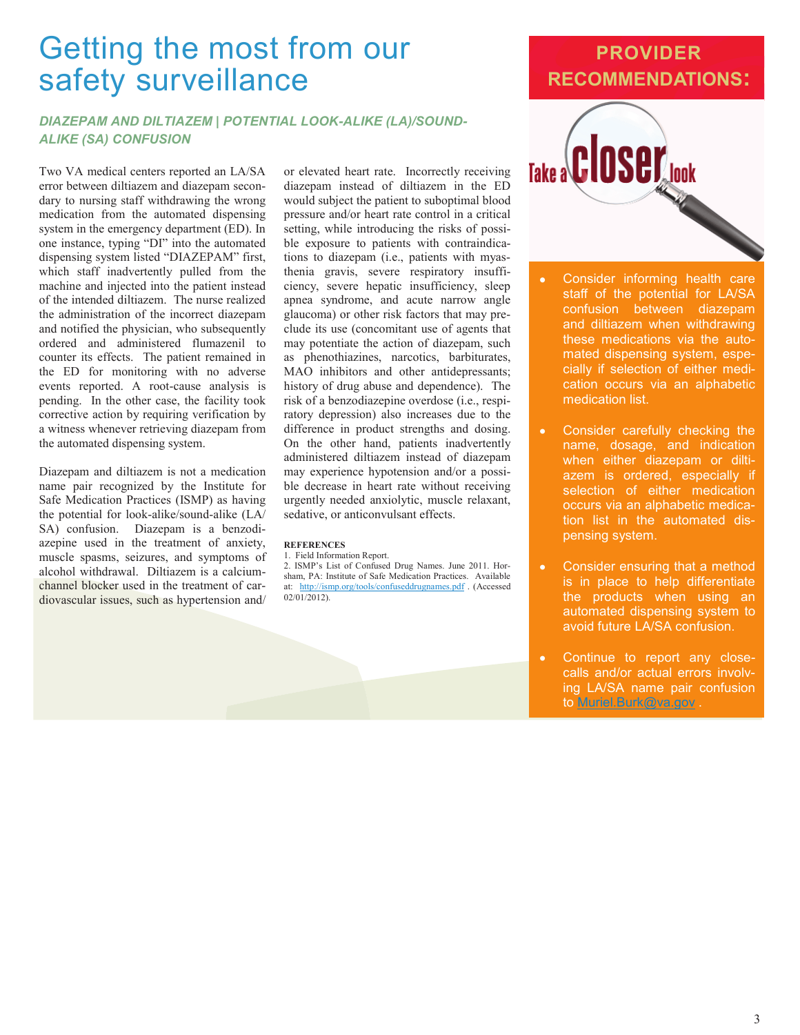# Getting the most from our safety surveillance

## *DIAZEPAM AND DILTIAZEM | POTENTIAL LOOK-ALIKE (LA)/SOUND-ALIKE (SA) CONFUSION*

Two VA medical centers reported an LA/SA error between diltiazem and diazepam secondary to nursing staff withdrawing the wrong medication from the automated dispensing system in the emergency department (ED). In one instance, typing "DI" into the automated dispensing system listed "DIAZEPAM" first, which staff inadvertently pulled from the machine and injected into the patient instead of the intended diltiazem. The nurse realized the administration of the incorrect diazepam and notified the physician, who subsequently ordered and administered flumazenil to counter its effects. The patient remained in the ED for monitoring with no adverse events reported. A root-cause analysis is pending. In the other case, the facility took corrective action by requiring verification by a witness whenever retrieving diazepam from the automated dispensing system.

Diazepam and diltiazem is not a medication name pair recognized by the Institute for Safe Medication Practices (ISMP) as having the potential for look-alike/sound-alike (LA/SA) confusion. Diazepam is a benzodiazepine used in the treatment of anxiety, muscle spasms, seizures, and symptoms of alcohol withdrawal. Diltiazem is a calcium-channel blocker used in the treatment of cardiovascular issues, such as hypertension and/or elevated heart rate. Incorrectly receiving diazepam instead of diltiazem in the ED would subject the patient to suboptimal blood pressure and/or heart rate control in a critical setting, while introducing the risks of possible exposure to patients with contraindications to diazepam (i.e., patients with myasthenia gravis, severe respiratory insufficiency, severe hepatic insufficiency, sleep apnea syndrome, and acute narrow angle glaucoma) or other risk factors that may preclude its use (concomitant use of agents that may potentiate the action of diazepam, such as phenothiazines, narcotics, barbiturates, MAO inhibitors and other antidepressants; history of drug abuse and dependence). The risk of a benzodiazepine overdose (i.e., respiratory depression) also increases due to the difference in product strengths and dosing. On the other hand, patients inadvertently administered diltiazem instead of diazepam may experience hypotension and/or a possible decrease in heart rate without receiving urgently needed anxiolytic, muscle relaxant, sedative, or anticonvulsant effects.

**REFERENCES**

1. Field Information Report.
2. ISMP's List of Confused Drug Names. June 2011. Horsham, PA: Institute of Safe Medication Practices. Available at: http://ismp.org/tools/confuseddrugnames.pdf . (Accessed 02/01/2012).

## PROVIDER RECOMMENDATIONS:

Take a closer look

- Consider informing health care staff of the potential for LA/SA confusion between diazepam and diltiazem when withdrawing these medications via the automated dispensing system, especially if selection of either medication occurs via an alphabetic medication list.
- Consider carefully checking the name, dosage, and indication when either diazepam or diltiazem is ordered, especially if selection of either medication occurs via an alphabetic medication list in the automated dispensing system.
- Consider ensuring that a method is in place to help differentiate the products when using an automated dispensing system to avoid future LA/SA confusion.
- Continue to report any close-calls and/or actual errors involving LA/SA name pair confusion to Muriel.Burk@va.gov .